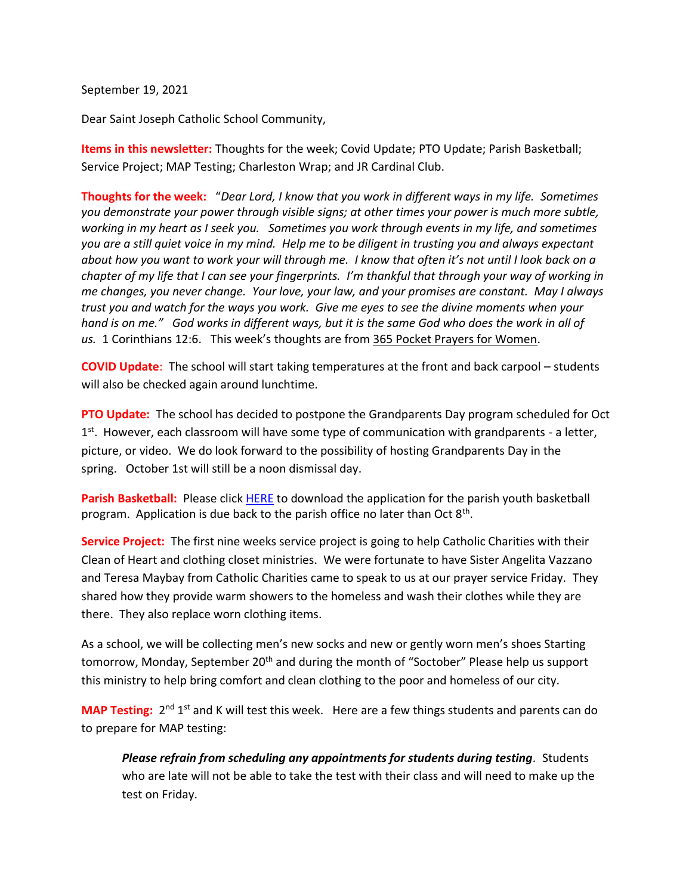September 19, 2021

Dear Saint Joseph Catholic School Community,

**Items in this newsletter:** Thoughts for the week; Covid Update; PTO Update; Parish Basketball; Service Project; MAP Testing; Charleston Wrap; and JR Cardinal Club.

**Thoughts for the week:** "*Dear Lord, I know that you work in different ways in my life. Sometimes you demonstrate your power through visible signs; at other times your power is much more subtle, working in my heart as I seek you. Sometimes you work through events in my life, and sometimes you are a still quiet voice in my mind. Help me to be diligent in trusting you and always expectant about how you want to work your will through me. I know that often it's not until I look back on a chapter of my life that I can see your fingerprints. I'm thankful that through your way of working in me changes, you never change. Your love, your law, and your promises are constant. May I always trust you and watch for the ways you work. Give me eyes to see the divine moments when your hand is on me." God works in different ways, but it is the same God who does the work in all of us.* 1 Corinthians 12:6. This week's thoughts are from 365 Pocket Prayers for Women.

**COVID Update**: The school will start taking temperatures at the front and back carpool – students will also be checked again around lunchtime.

**PTO Update:** The school has decided to postpone the Grandparents Day program scheduled for Oct 1st. However, each classroom will have some type of communication with grandparents - a letter, picture, or video. We do look forward to the possibility of hosting Grandparents Day in the spring. October 1st will still be a noon dismissal day.

**Parish Basketball:** Please click HERE to download the application for the parish youth basketball program. Application is due back to the parish office no later than Oct 8th.

**Service Project:** The first nine weeks service project is going to help Catholic Charities with their Clean of Heart and clothing closet ministries. We were fortunate to have Sister Angelita Vazzano and Teresa Maybay from Catholic Charities came to speak to us at our prayer service Friday. They shared how they provide warm showers to the homeless and wash their clothes while they are there. They also replace worn clothing items.

As a school, we will be collecting men's new socks and new or gently worn men's shoes Starting tomorrow, Monday, September 20th and during the month of "Soctober" Please help us support this ministry to help bring comfort and clean clothing to the poor and homeless of our city.

**MAP Testing:** 2nd 1st and K will test this week. Here are a few things students and parents can do to prepare for MAP testing:

> ***Please refrain from scheduling any appointments for students during testing***. Students who are late will not be able to take the test with their class and will need to make up the test on Friday.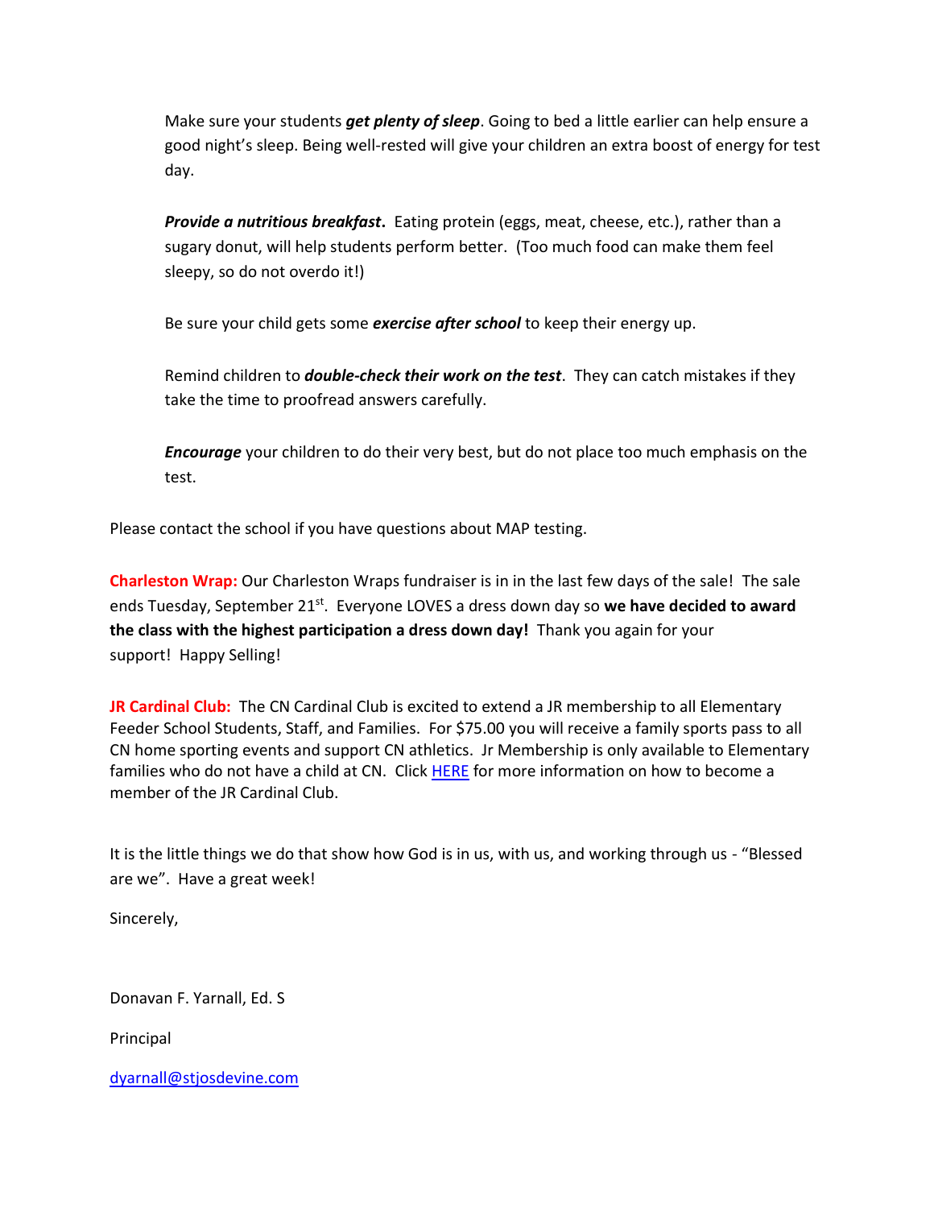Make sure your students ***get plenty of sleep***. Going to bed a little earlier can help ensure a good night's sleep. Being well-rested will give your children an extra boost of energy for test day.

***Provide a nutritious breakfast*.** Eating protein (eggs, meat, cheese, etc.), rather than a sugary donut, will help students perform better. (Too much food can make them feel sleepy, so do not overdo it!)

Be sure your child gets some ***exercise after school*** to keep their energy up.

Remind children to ***double-check their work on the test***. They can catch mistakes if they take the time to proofread answers carefully.

***Encourage*** your children to do their very best, but do not place too much emphasis on the test.

Please contact the school if you have questions about MAP testing.

**Charleston Wrap:** Our Charleston Wraps fundraiser is in in the last few days of the sale! The sale ends Tuesday, September 21st. Everyone LOVES a dress down day so **we have decided to award the class with the highest participation a dress down day!** Thank you again for your support! Happy Selling!

**JR Cardinal Club:** The CN Cardinal Club is excited to extend a JR membership to all Elementary Feeder School Students, Staff, and Families. For $75.00 you will receive a family sports pass to all CN home sporting events and support CN athletics. Jr Membership is only available to Elementary families who do not have a child at CN. Click HERE for more information on how to become a member of the JR Cardinal Club.

It is the little things we do that show how God is in us, with us, and working through us - "Blessed are we". Have a great week!

Sincerely,

Donavan F. Yarnall, Ed. S

Principal

dyarnall@stjosdevine.com